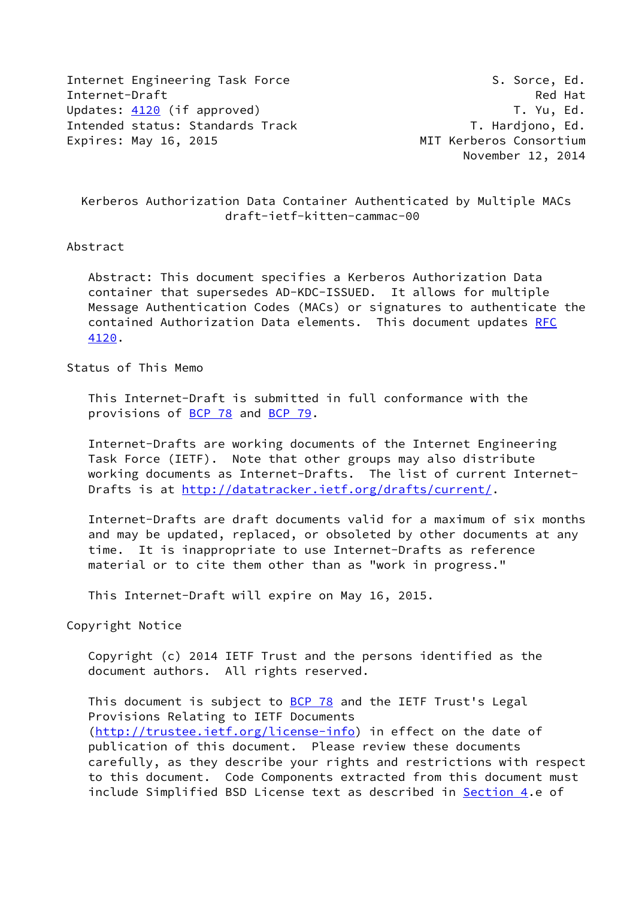Internet Engineering Task Force S. Sorce, Ed.
Internet-Draft Red Hat
Updates: 4120 (if approved) T. Yu, Ed.
Intended status: Standards Track T. Hardjono, Ed.
Expires: May 16, 2015 MIT Kerberos Consortium
November 12, 2014

# Kerberos Authorization Data Container Authenticated by Multiple MACs
draft-ietf-kitten-cammac-00

## Abstract

Abstract: This document specifies a Kerberos Authorization Data container that supersedes AD-KDC-ISSUED. It allows for multiple Message Authentication Codes (MACs) or signatures to authenticate the contained Authorization Data elements. This document updates RFC 4120.

## Status of This Memo

This Internet-Draft is submitted in full conformance with the provisions of BCP 78 and BCP 79.

Internet-Drafts are working documents of the Internet Engineering Task Force (IETF). Note that other groups may also distribute working documents as Internet-Drafts. The list of current Internet-Drafts is at http://datatracker.ietf.org/drafts/current/.

Internet-Drafts are draft documents valid for a maximum of six months and may be updated, replaced, or obsoleted by other documents at any time. It is inappropriate to use Internet-Drafts as reference material or to cite them other than as "work in progress."

This Internet-Draft will expire on May 16, 2015.

## Copyright Notice

Copyright (c) 2014 IETF Trust and the persons identified as the document authors. All rights reserved.

This document is subject to BCP 78 and the IETF Trust's Legal Provisions Relating to IETF Documents (http://trustee.ietf.org/license-info) in effect on the date of publication of this document. Please review these documents carefully, as they describe your rights and restrictions with respect to this document. Code Components extracted from this document must include Simplified BSD License text as described in Section 4.e of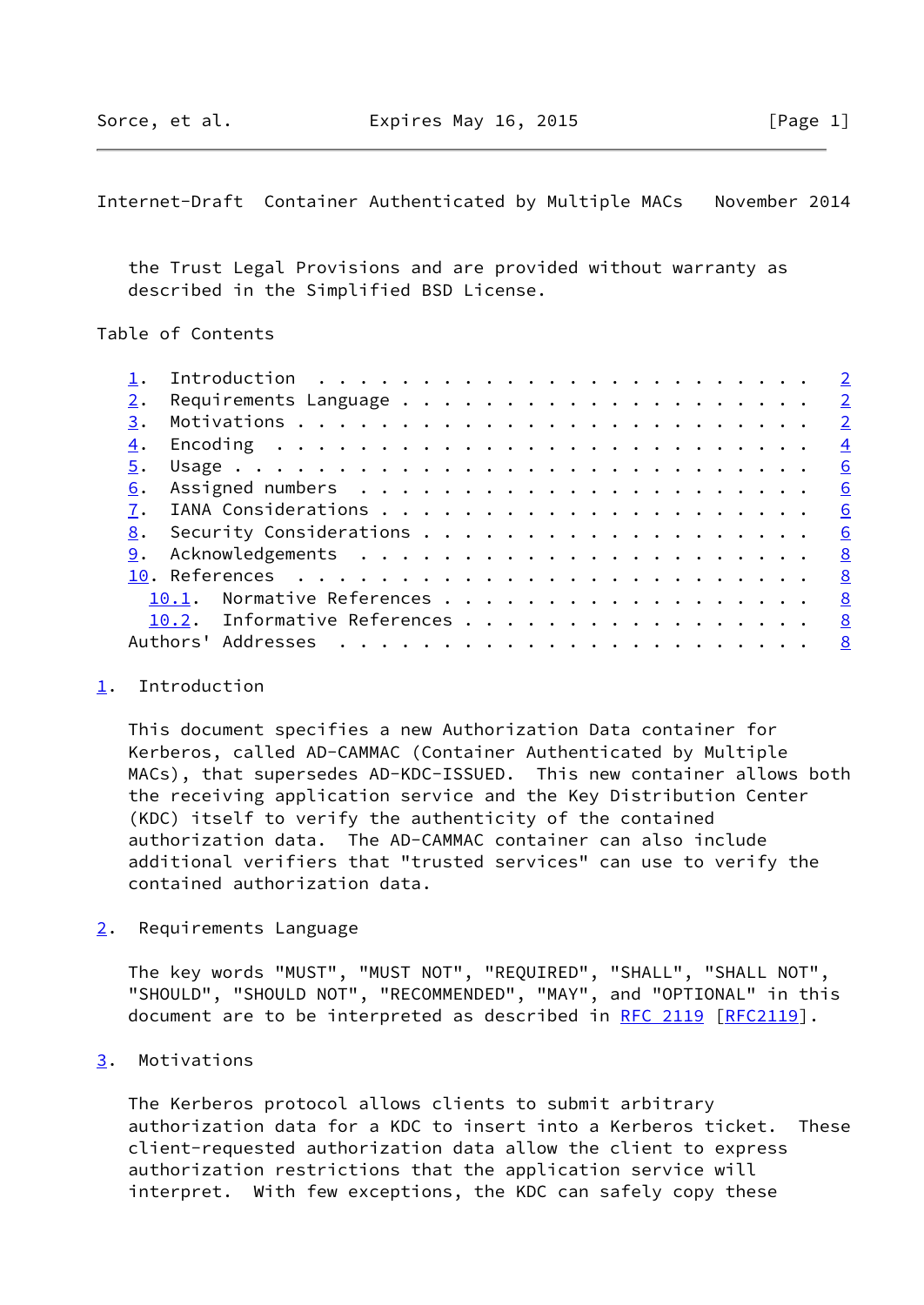the Trust Legal Provisions and are provided without warranty as described in the Simplified BSD License.

Table of Contents

1. Introduction . . . . . . . . . . . . . . . . . . . . . . . . 2
2. Requirements Language . . . . . . . . . . . . . . . . . . . . 2
3. Motivations . . . . . . . . . . . . . . . . . . . . . . . . . 2
4. Encoding . . . . . . . . . . . . . . . . . . . . . . . . . . 4
5. Usage . . . . . . . . . . . . . . . . . . . . . . . . . . . . 6
6. Assigned numbers . . . . . . . . . . . . . . . . . . . . . . 6
7. IANA Considerations . . . . . . . . . . . . . . . . . . . . . 6
8. Security Considerations . . . . . . . . . . . . . . . . . . . 6
9. Acknowledgements . . . . . . . . . . . . . . . . . . . . . . 8
10. References . . . . . . . . . . . . . . . . . . . . . . . . . 8
   10.1. Normative References . . . . . . . . . . . . . . . . . . 8
   10.2. Informative References . . . . . . . . . . . . . . . . . 8
Authors' Addresses . . . . . . . . . . . . . . . . . . . . . . . 8

## 1. Introduction

This document specifies a new Authorization Data container for Kerberos, called AD-CAMMAC (Container Authenticated by Multiple MACs), that supersedes AD-KDC-ISSUED. This new container allows both the receiving application service and the Key Distribution Center (KDC) itself to verify the authenticity of the contained authorization data. The AD-CAMMAC container can also include additional verifiers that "trusted services" can use to verify the contained authorization data.

## 2. Requirements Language

The key words "MUST", "MUST NOT", "REQUIRED", "SHALL", "SHALL NOT", "SHOULD", "SHOULD NOT", "RECOMMENDED", "MAY", and "OPTIONAL" in this document are to be interpreted as described in RFC 2119 [RFC2119].

## 3. Motivations

The Kerberos protocol allows clients to submit arbitrary authorization data for a KDC to insert into a Kerberos ticket. These client-requested authorization data allow the client to express authorization restrictions that the application service will interpret. With few exceptions, the KDC can safely copy these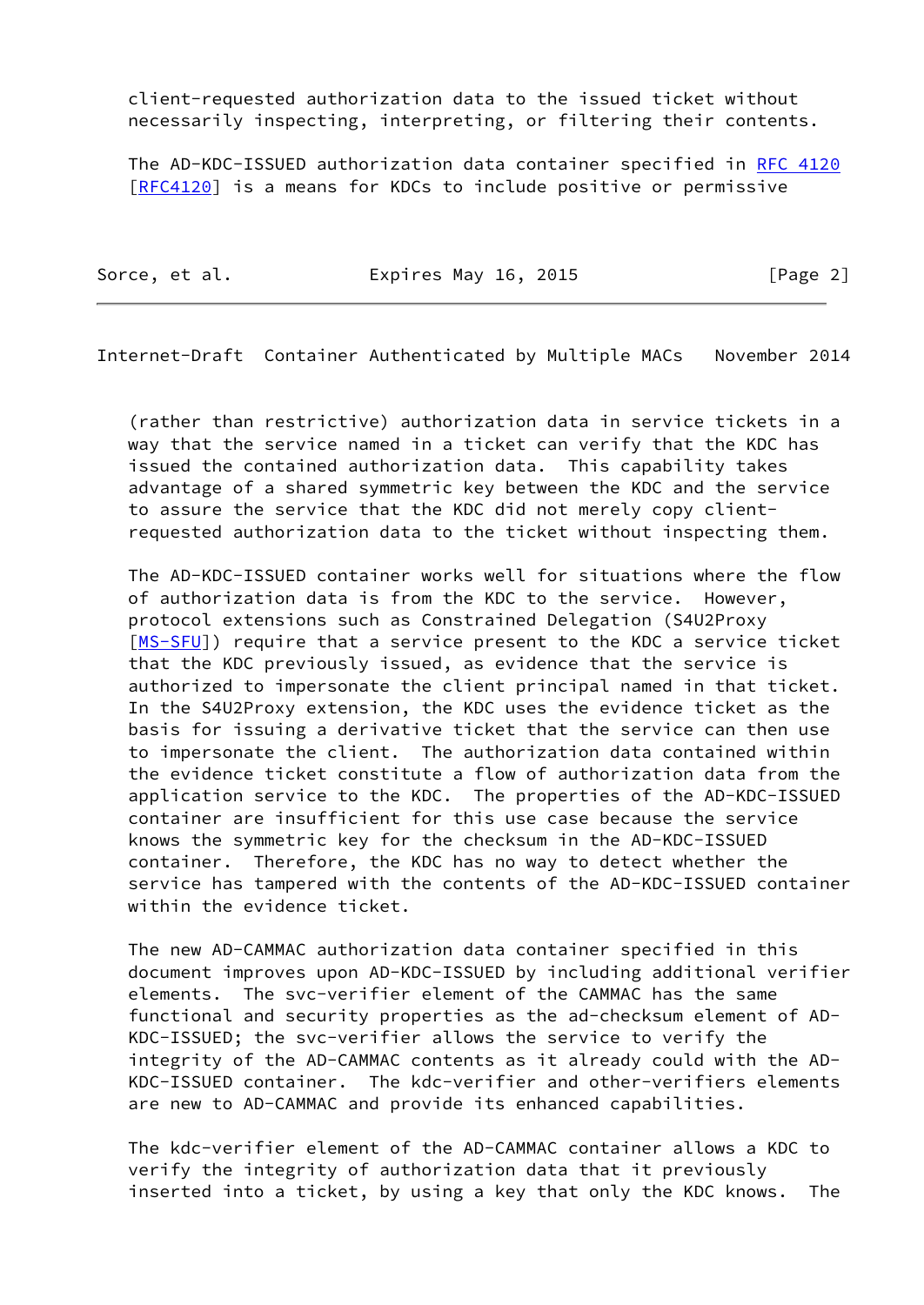client-requested authorization data to the issued ticket without necessarily inspecting, interpreting, or filtering their contents.

The AD-KDC-ISSUED authorization data container specified in RFC 4120 [RFC4120] is a means for KDCs to include positive or permissive (rather than restrictive) authorization data in service tickets in a way that the service named in a ticket can verify that the KDC has issued the contained authorization data. This capability takes advantage of a shared symmetric key between the KDC and the service to assure the service that the KDC did not merely copy client-requested authorization data to the ticket without inspecting them.

The AD-KDC-ISSUED container works well for situations where the flow of authorization data is from the KDC to the service. However, protocol extensions such as Constrained Delegation (S4U2Proxy [MS-SFU]) require that a service present to the KDC a service ticket that the KDC previously issued, as evidence that the service is authorized to impersonate the client principal named in that ticket. In the S4U2Proxy extension, the KDC uses the evidence ticket as the basis for issuing a derivative ticket that the service can then use to impersonate the client. The authorization data contained within the evidence ticket constitute a flow of authorization data from the application service to the KDC. The properties of the AD-KDC-ISSUED container are insufficient for this use case because the service knows the symmetric key for the checksum in the AD-KDC-ISSUED container. Therefore, the KDC has no way to detect whether the service has tampered with the contents of the AD-KDC-ISSUED container within the evidence ticket.

The new AD-CAMMAC authorization data container specified in this document improves upon AD-KDC-ISSUED by including additional verifier elements. The svc-verifier element of the CAMMAC has the same functional and security properties as the ad-checksum element of AD-KDC-ISSUED; the svc-verifier allows the service to verify the integrity of the AD-CAMMAC contents as it already could with the AD-KDC-ISSUED container. The kdc-verifier and other-verifiers elements are new to AD-CAMMAC and provide its enhanced capabilities.

The kdc-verifier element of the AD-CAMMAC container allows a KDC to verify the integrity of authorization data that it previously inserted into a ticket, by using a key that only the KDC knows. The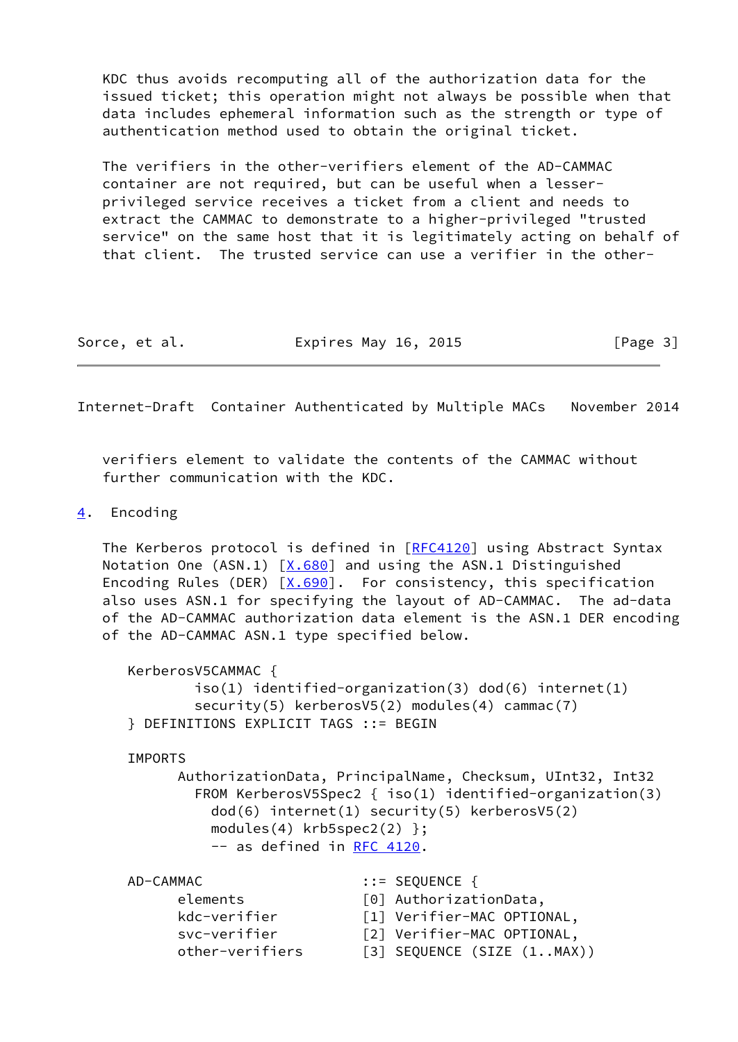KDC thus avoids recomputing all of the authorization data for the issued ticket; this operation might not always be possible when that data includes ephemeral information such as the strength or type of authentication method used to obtain the original ticket.

The verifiers in the other-verifiers element of the AD-CAMMAC container are not required, but can be useful when a lesser-privileged service receives a ticket from a client and needs to extract the CAMMAC to demonstrate to a higher-privileged "trusted service" on the same host that it is legitimately acting on behalf of that client. The trusted service can use a verifier in the other-verifiers element to validate the contents of the CAMMAC without further communication with the KDC.

## 4. Encoding

The Kerberos protocol is defined in [RFC4120] using Abstract Syntax Notation One (ASN.1) [X.680] and using the ASN.1 Distinguished Encoding Rules (DER) [X.690]. For consistency, this specification also uses ASN.1 for specifying the layout of AD-CAMMAC. The ad-data of the AD-CAMMAC authorization data element is the ASN.1 DER encoding of the AD-CAMMAC ASN.1 type specified below.

```
KerberosV5CAMMAC {
        iso(1) identified-organization(3) dod(6) internet(1)
        security(5) kerberosV5(2) modules(4) cammac(7)
} DEFINITIONS EXPLICIT TAGS ::= BEGIN

IMPORTS
      AuthorizationData, PrincipalName, Checksum, UInt32, Int32
        FROM KerberosV5Spec2 { iso(1) identified-organization(3)
          dod(6) internet(1) security(5) kerberosV5(2)
          modules(4) krb5spec2(2) };
          -- as defined in RFC 4120.

AD-CAMMAC                   ::= SEQUENCE {
      elements              [0] AuthorizationData,
      kdc-verifier          [1] Verifier-MAC OPTIONAL,
      svc-verifier          [2] Verifier-MAC OPTIONAL,
      other-verifiers       [3] SEQUENCE (SIZE (1..MAX))
```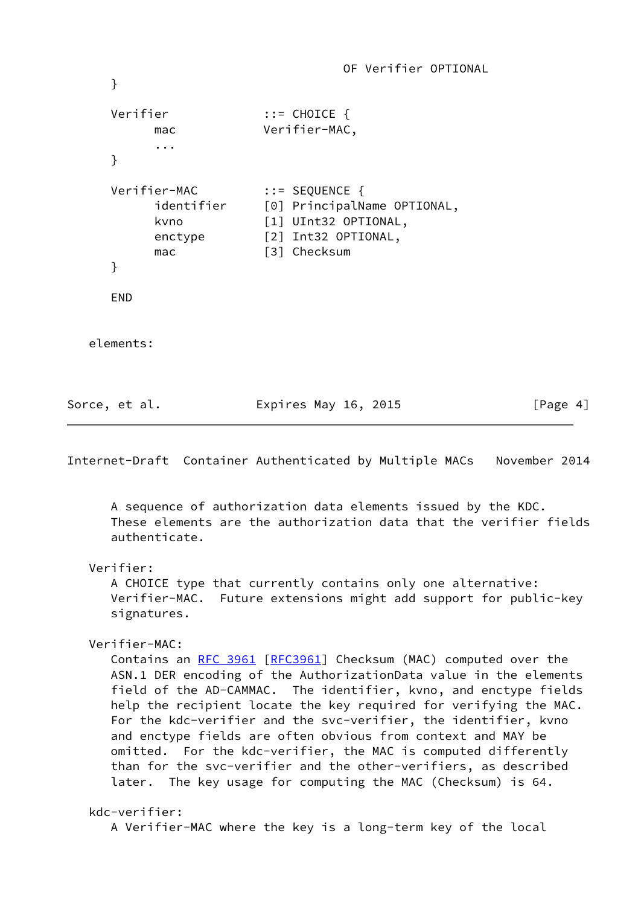```
                                   OF Verifier OPTIONAL
      }

      Verifier             ::= CHOICE {
            mac            Verifier-MAC,
            ...
      }

      Verifier-MAC         ::= SEQUENCE {
            identifier     [0] PrincipalName OPTIONAL,
            kvno           [1] UInt32 OPTIONAL,
            enctype        [2] Int32 OPTIONAL,
            mac            [3] Checksum
      }

      END
```

elements:

A sequence of authorization data elements issued by the KDC. These elements are the authorization data that the verifier fields authenticate.

Verifier:

A CHOICE type that currently contains only one alternative: Verifier-MAC. Future extensions might add support for public-key signatures.

Verifier-MAC:

Contains an RFC 3961 [RFC3961] Checksum (MAC) computed over the ASN.1 DER encoding of the AuthorizationData value in the elements field of the AD-CAMMAC. The identifier, kvno, and enctype fields help the recipient locate the key required for verifying the MAC. For the kdc-verifier and the svc-verifier, the identifier, kvno and enctype fields are often obvious from context and MAY be omitted. For the kdc-verifier, the MAC is computed differently than for the svc-verifier and the other-verifiers, as described later. The key usage for computing the MAC (Checksum) is 64.

kdc-verifier:

A Verifier-MAC where the key is a long-term key of the local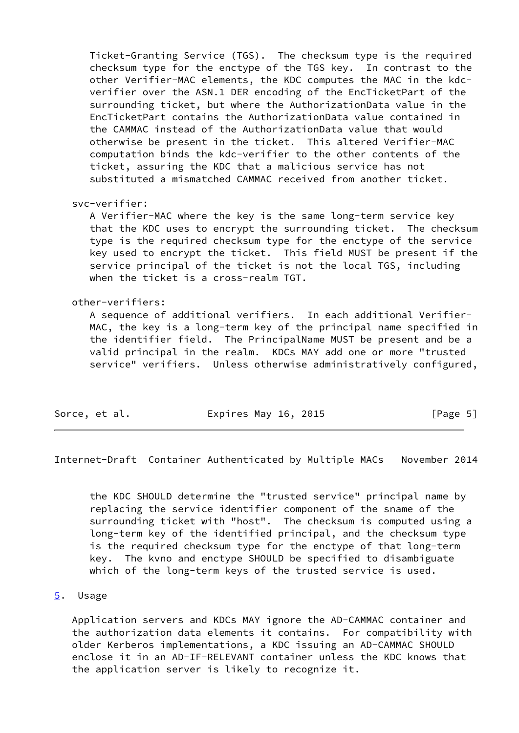Ticket-Granting Service (TGS). The checksum type is the required checksum type for the enctype of the TGS key. In contrast to the other Verifier-MAC elements, the KDC computes the MAC in the kdc-verifier over the ASN.1 DER encoding of the EncTicketPart of the surrounding ticket, but where the AuthorizationData value in the EncTicketPart contains the AuthorizationData value contained in the CAMMAC instead of the AuthorizationData value that would otherwise be present in the ticket. This altered Verifier-MAC computation binds the kdc-verifier to the other contents of the ticket, assuring the KDC that a malicious service has not substituted a mismatched CAMMAC received from another ticket.

svc-verifier:
A Verifier-MAC where the key is the same long-term service key that the KDC uses to encrypt the surrounding ticket. The checksum type is the required checksum type for the enctype of the service key used to encrypt the ticket. This field MUST be present if the service principal of the ticket is not the local TGS, including when the ticket is a cross-realm TGT.

other-verifiers:
A sequence of additional verifiers. In each additional Verifier-MAC, the key is a long-term key of the principal name specified in the identifier field. The PrincipalName MUST be present and be a valid principal in the realm. KDCs MAY add one or more "trusted service" verifiers. Unless otherwise administratively configured, the KDC SHOULD determine the "trusted service" principal name by replacing the service identifier component of the sname of the surrounding ticket with "host". The checksum is computed using a long-term key of the identified principal, and the checksum type is the required checksum type for the enctype of that long-term key. The kvno and enctype SHOULD be specified to disambiguate which of the long-term keys of the trusted service is used.

## 5. Usage

Application servers and KDCs MAY ignore the AD-CAMMAC container and the authorization data elements it contains. For compatibility with older Kerberos implementations, a KDC issuing an AD-CAMMAC SHOULD enclose it in an AD-IF-RELEVANT container unless the KDC knows that the application server is likely to recognize it.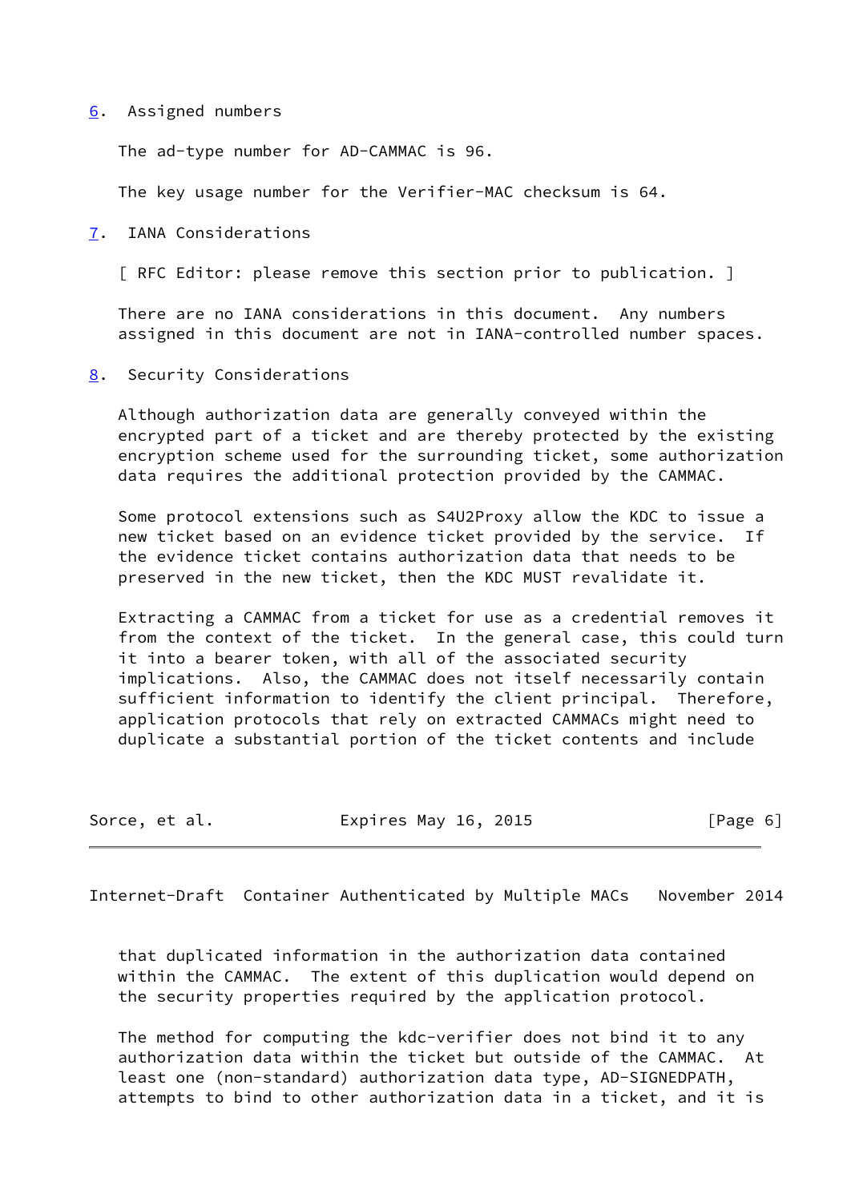## 6. Assigned numbers

The ad-type number for AD-CAMMAC is 96.

The key usage number for the Verifier-MAC checksum is 64.

## 7. IANA Considerations

[ RFC Editor: please remove this section prior to publication. ]

There are no IANA considerations in this document. Any numbers assigned in this document are not in IANA-controlled number spaces.

## 8. Security Considerations

Although authorization data are generally conveyed within the encrypted part of a ticket and are thereby protected by the existing encryption scheme used for the surrounding ticket, some authorization data requires the additional protection provided by the CAMMAC.

Some protocol extensions such as S4U2Proxy allow the KDC to issue a new ticket based on an evidence ticket provided by the service. If the evidence ticket contains authorization data that needs to be preserved in the new ticket, then the KDC MUST revalidate it.

Extracting a CAMMAC from a ticket for use as a credential removes it from the context of the ticket. In the general case, this could turn it into a bearer token, with all of the associated security implications. Also, the CAMMAC does not itself necessarily contain sufficient information to identify the client principal. Therefore, application protocols that rely on extracted CAMMACs might need to duplicate a substantial portion of the ticket contents and include that duplicated information in the authorization data contained within the CAMMAC. The extent of this duplication would depend on the security properties required by the application protocol.

The method for computing the kdc-verifier does not bind it to any authorization data within the ticket but outside of the CAMMAC. At least one (non-standard) authorization data type, AD-SIGNEDPATH, attempts to bind to other authorization data in a ticket, and it is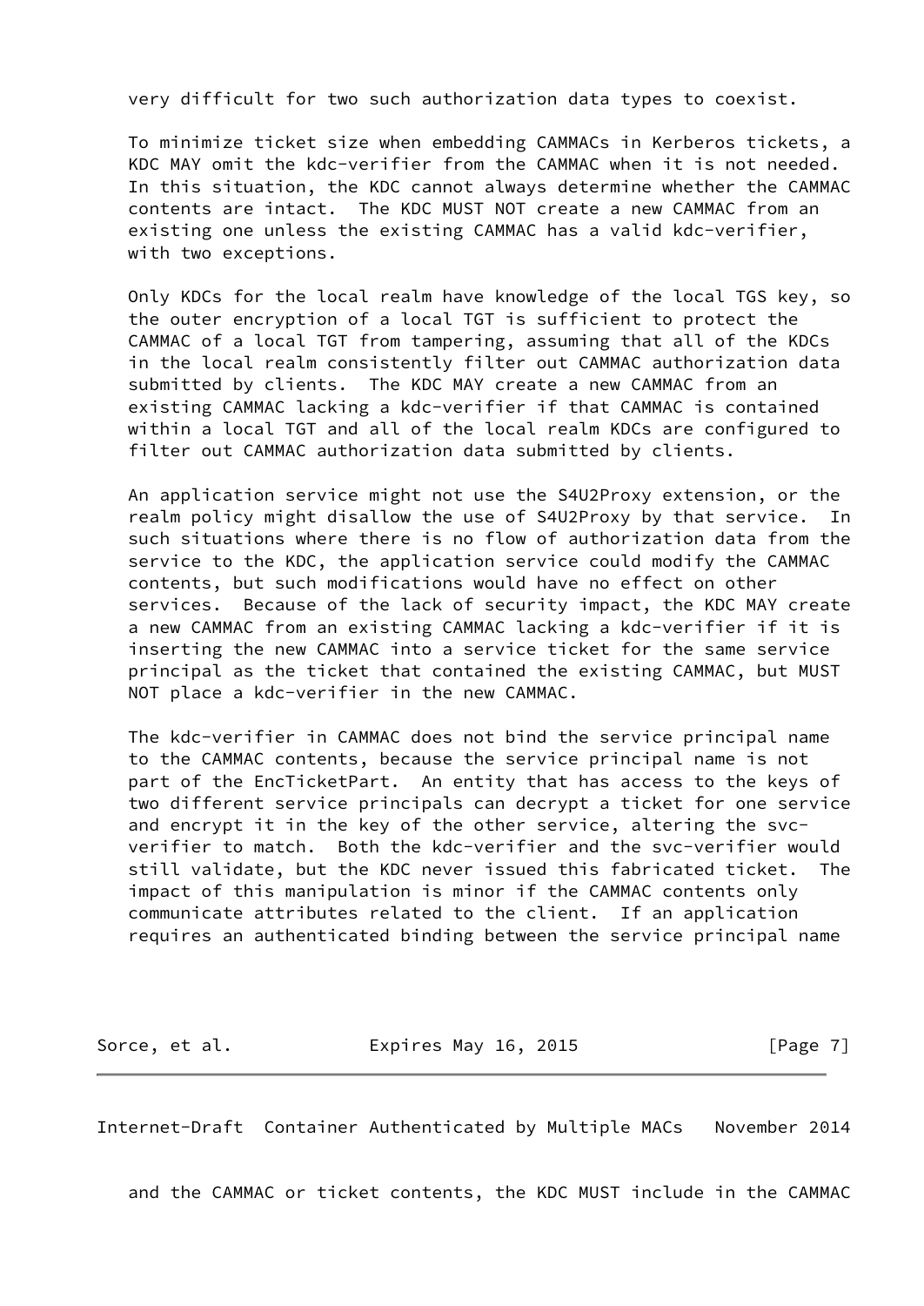very difficult for two such authorization data types to coexist.

To minimize ticket size when embedding CAMMACs in Kerberos tickets, a KDC MAY omit the kdc-verifier from the CAMMAC when it is not needed. In this situation, the KDC cannot always determine whether the CAMMAC contents are intact. The KDC MUST NOT create a new CAMMAC from an existing one unless the existing CAMMAC has a valid kdc-verifier, with two exceptions.

Only KDCs for the local realm have knowledge of the local TGS key, so the outer encryption of a local TGT is sufficient to protect the CAMMAC of a local TGT from tampering, assuming that all of the KDCs in the local realm consistently filter out CAMMAC authorization data submitted by clients. The KDC MAY create a new CAMMAC from an existing CAMMAC lacking a kdc-verifier if that CAMMAC is contained within a local TGT and all of the local realm KDCs are configured to filter out CAMMAC authorization data submitted by clients.

An application service might not use the S4U2Proxy extension, or the realm policy might disallow the use of S4U2Proxy by that service. In such situations where there is no flow of authorization data from the service to the KDC, the application service could modify the CAMMAC contents, but such modifications would have no effect on other services. Because of the lack of security impact, the KDC MAY create a new CAMMAC from an existing CAMMAC lacking a kdc-verifier if it is inserting the new CAMMAC into a service ticket for the same service principal as the ticket that contained the existing CAMMAC, but MUST NOT place a kdc-verifier in the new CAMMAC.

The kdc-verifier in CAMMAC does not bind the service principal name to the CAMMAC contents, because the service principal name is not part of the EncTicketPart. An entity that has access to the keys of two different service principals can decrypt a ticket for one service and encrypt it in the key of the other service, altering the svc-verifier to match. Both the kdc-verifier and the svc-verifier would still validate, but the KDC never issued this fabricated ticket. The impact of this manipulation is minor if the CAMMAC contents only communicate attributes related to the client. If an application requires an authenticated binding between the service principal name and the CAMMAC or ticket contents, the KDC MUST include in the CAMMAC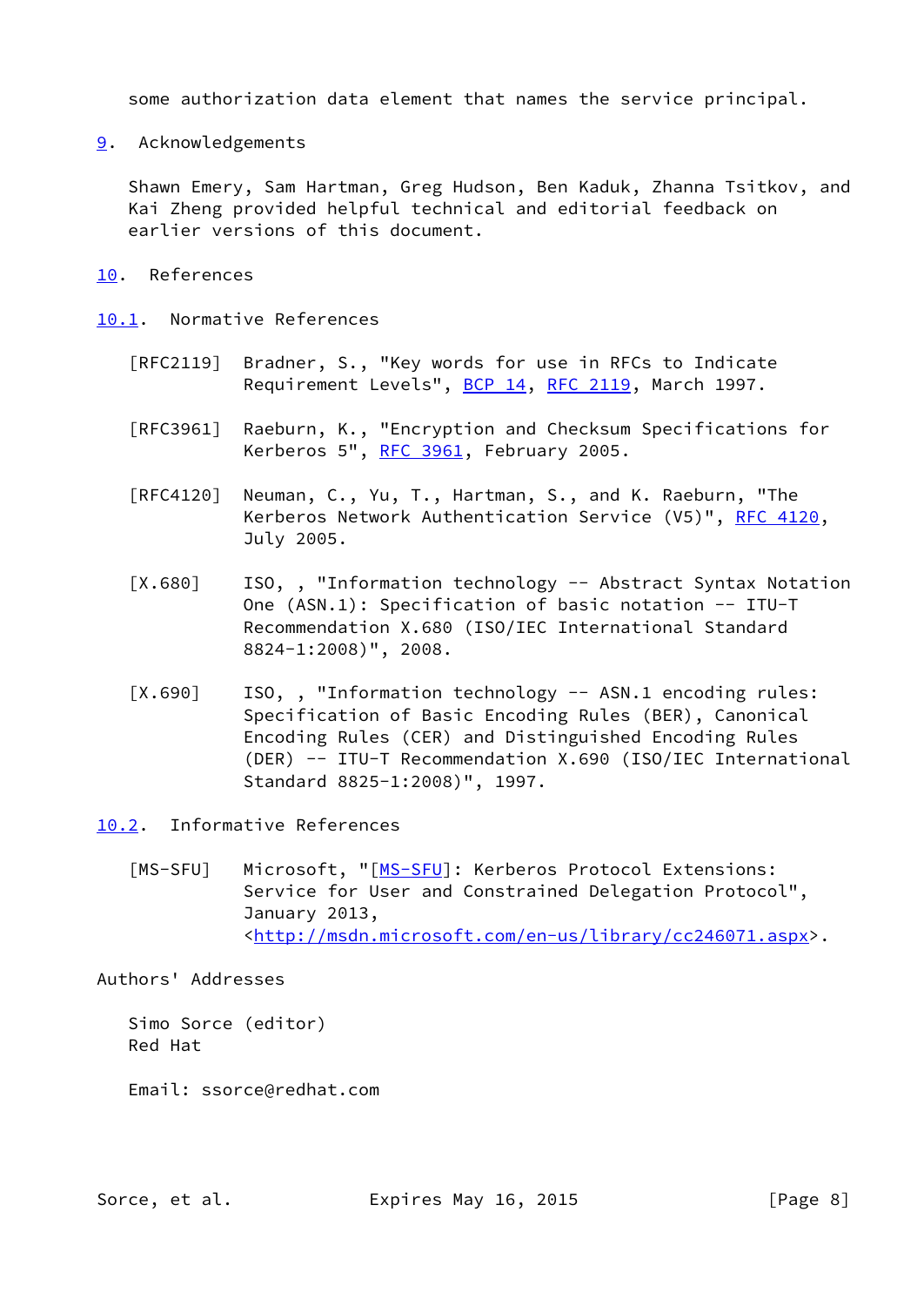some authorization data element that names the service principal.

## 9. Acknowledgements

Shawn Emery, Sam Hartman, Greg Hudson, Ben Kaduk, Zhanna Tsitkov, and Kai Zheng provided helpful technical and editorial feedback on earlier versions of this document.

## 10. References

### 10.1. Normative References

[RFC2119] Bradner, S., "Key words for use in RFCs to Indicate Requirement Levels", BCP 14, RFC 2119, March 1997.

[RFC3961] Raeburn, K., "Encryption and Checksum Specifications for Kerberos 5", RFC 3961, February 2005.

[RFC4120] Neuman, C., Yu, T., Hartman, S., and K. Raeburn, "The Kerberos Network Authentication Service (V5)", RFC 4120, July 2005.

[X.680] ISO, , "Information technology -- Abstract Syntax Notation One (ASN.1): Specification of basic notation -- ITU-T Recommendation X.680 (ISO/IEC International Standard 8824-1:2008)", 2008.

[X.690] ISO, , "Information technology -- ASN.1 encoding rules: Specification of Basic Encoding Rules (BER), Canonical Encoding Rules (CER) and Distinguished Encoding Rules (DER) -- ITU-T Recommendation X.690 (ISO/IEC International Standard 8825-1:2008)", 1997.

### 10.2. Informative References

[MS-SFU] Microsoft, "[MS-SFU]: Kerberos Protocol Extensions: Service for User and Constrained Delegation Protocol", January 2013, <http://msdn.microsoft.com/en-us/library/cc246071.aspx>.

## Authors' Addresses

Simo Sorce (editor)
Red Hat

Email: ssorce@redhat.com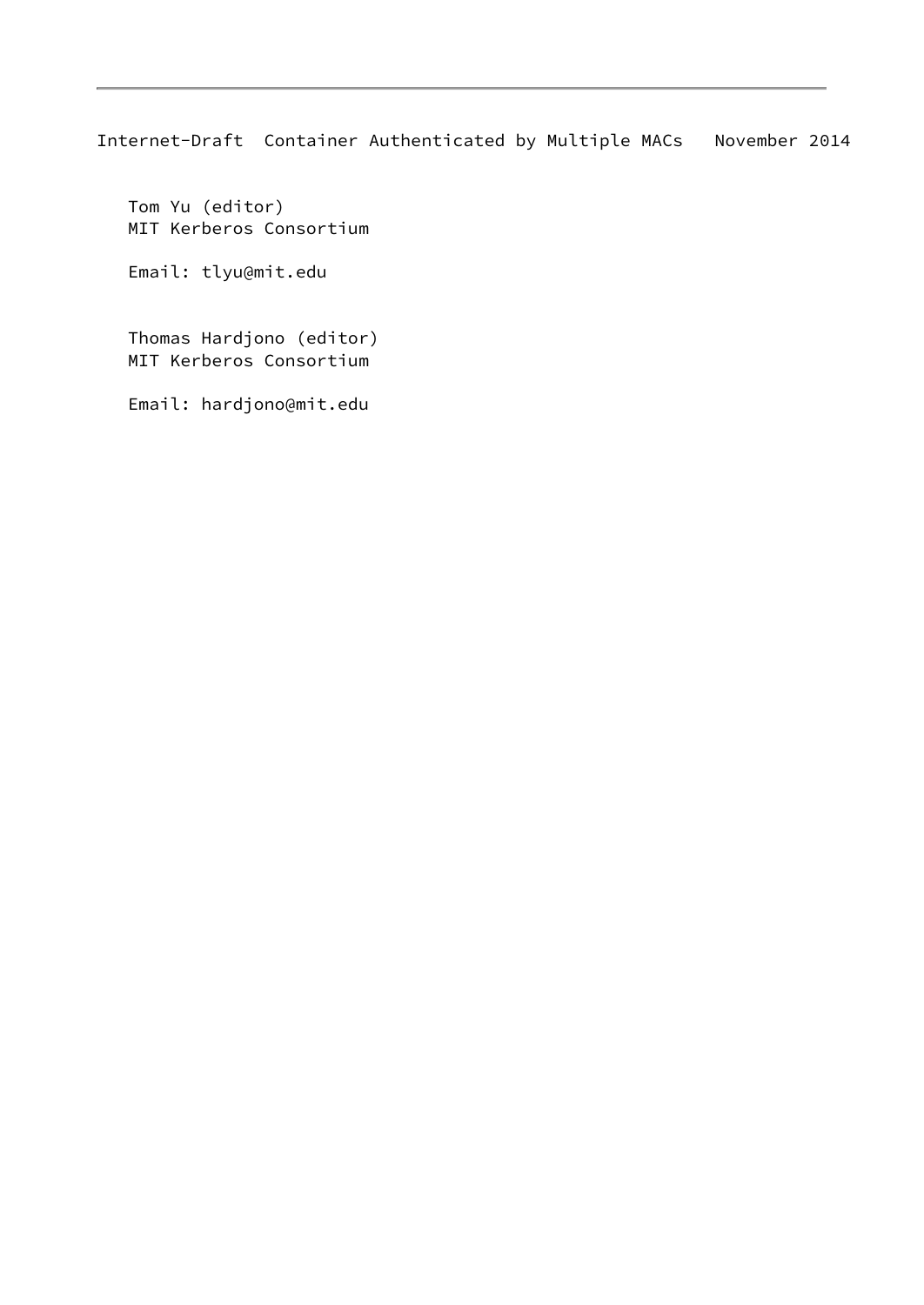Tom Yu (editor)
MIT Kerberos Consortium

Email: tlyu@mit.edu

Thomas Hardjono (editor)
MIT Kerberos Consortium

Email: hardjono@mit.edu